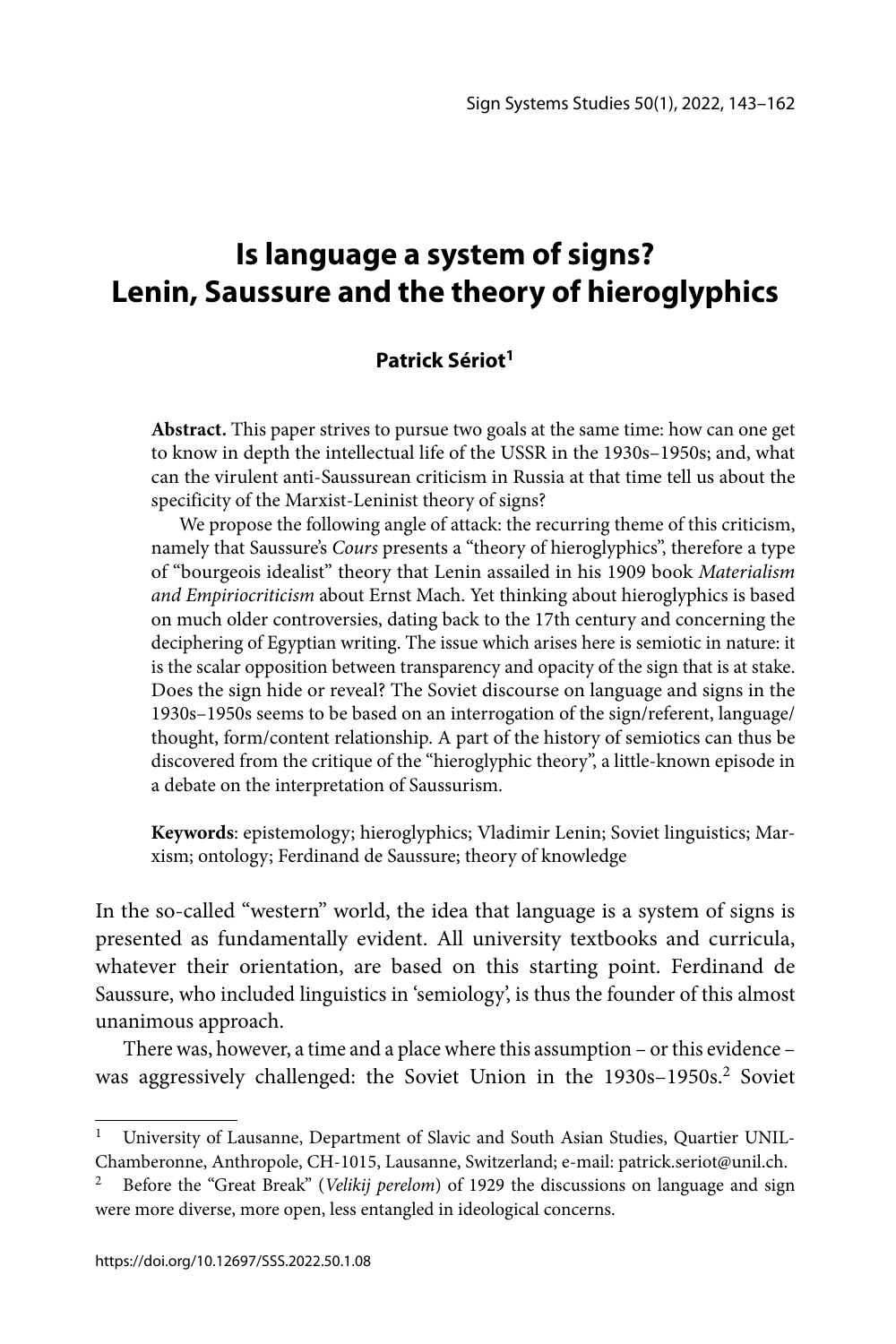# Is language a system of signs? Lenin, Saussure and the theory of hieroglyphics

**Patrick Sériot**[1]

**Abstract.** This paper strives to pursue two goals at the same time: how can one get to know in depth the intellectual life of the USSR in the 1930s–1950s; and, what can the virulent anti-Saussurean criticism in Russia at that time tell us about the specificity of the Marxist-Leninist theory of signs?

We propose the following angle of attack: the recurring theme of this criticism, namely that Saussure's *Cours* presents a "theory of hieroglyphics", therefore a type of "bourgeois idealist" theory that Lenin assailed in his 1909 book *Materialism and Empiriocriticism* about Ernst Mach. Yet thinking about hieroglyphics is based on much older controversies, dating back to the 17th century and concerning the deciphering of Egyptian writing. The issue which arises here is semiotic in nature: it is the scalar opposition between transparency and opacity of the sign that is at stake. Does the sign hide or reveal? The Soviet discourse on language and signs in the 1930s–1950s seems to be based on an interrogation of the sign/referent, language/thought, form/content relationship. A part of the history of semiotics can thus be discovered from the critique of the "hieroglyphic theory", a little-known episode in a debate on the interpretation of Saussurism.

**Keywords**: epistemology; hieroglyphics; Vladimir Lenin; Soviet linguistics; Marxism; ontology; Ferdinand de Saussure; theory of knowledge

In the so-called "western" world, the idea that language is a system of signs is presented as fundamentally evident. All university textbooks and curricula, whatever their orientation, are based on this starting point. Ferdinand de Saussure, who included linguistics in 'semiology', is thus the founder of this almost unanimous approach.

There was, however, a time and a place where this assumption – or this evidence – was aggressively challenged: the Soviet Union in the 1930s–1950s.[2] Soviet

---

[1] University of Lausanne, Department of Slavic and South Asian Studies, Quartier UNIL-Chamberonne, Anthropole, CH-1015, Lausanne, Switzerland; e-mail: patrick.seriot@unil.ch.

[2] Before the "Great Break" (*Velikij perelom*) of 1929 the discussions on language and sign were more diverse, more open, less entangled in ideological concerns.

https://doi.org/10.12697/SSS.2022.50.1.08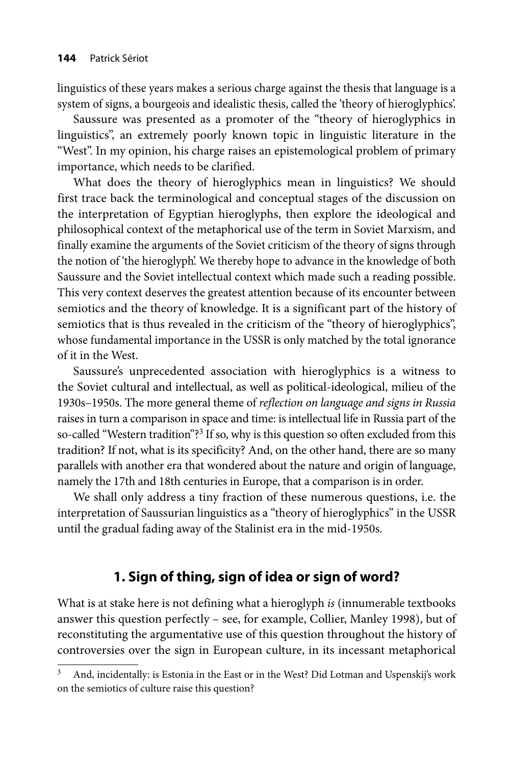linguistics of these years makes a serious charge against the thesis that language is a system of signs, a bourgeois and idealistic thesis, called the 'theory of hieroglyphics'.

Saussure was presented as a promoter of the "theory of hieroglyphics in linguistics", an extremely poorly known topic in linguistic literature in the "West". In my opinion, his charge raises an epistemological problem of primary importance, which needs to be clarified.

What does the theory of hieroglyphics mean in linguistics? We should first trace back the terminological and conceptual stages of the discussion on the interpretation of Egyptian hieroglyphs, then explore the ideological and philosophical context of the metaphorical use of the term in Soviet Marxism, and finally examine the arguments of the Soviet criticism of the theory of signs through the notion of 'the hieroglyph'. We thereby hope to advance in the knowledge of both Saussure and the Soviet intellectual context which made such a reading possible. This very context deserves the greatest attention because of its encounter between semiotics and the theory of knowledge. It is a significant part of the history of semiotics that is thus revealed in the criticism of the "theory of hieroglyphics", whose fundamental importance in the USSR is only matched by the total ignorance of it in the West.

Saussure's unprecedented association with hieroglyphics is a witness to the Soviet cultural and intellectual, as well as political-ideological, milieu of the 1930s–1950s. The more general theme of *reflection on language and signs in Russia* raises in turn a comparison in space and time: is intellectual life in Russia part of the so-called "Western tradition"?[3] If so, why is this question so often excluded from this tradition? If not, what is its specificity? And, on the other hand, there are so many parallels with another era that wondered about the nature and origin of language, namely the 17th and 18th centuries in Europe, that a comparison is in order.

We shall only address a tiny fraction of these numerous questions, i.e. the interpretation of Saussurian linguistics as a "theory of hieroglyphics" in the USSR until the gradual fading away of the Stalinist era in the mid-1950s.

## 1. Sign of thing, sign of idea or sign of word?

What is at stake here is not defining what a hieroglyph *is* (innumerable textbooks answer this question perfectly – see, for example, Collier, Manley 1998), but of reconstituting the argumentative use of this question throughout the history of controversies over the sign in European culture, in its incessant metaphorical

[3] And, incidentally: is Estonia in the East or in the West? Did Lotman and Uspenskij's work on the semiotics of culture raise this question?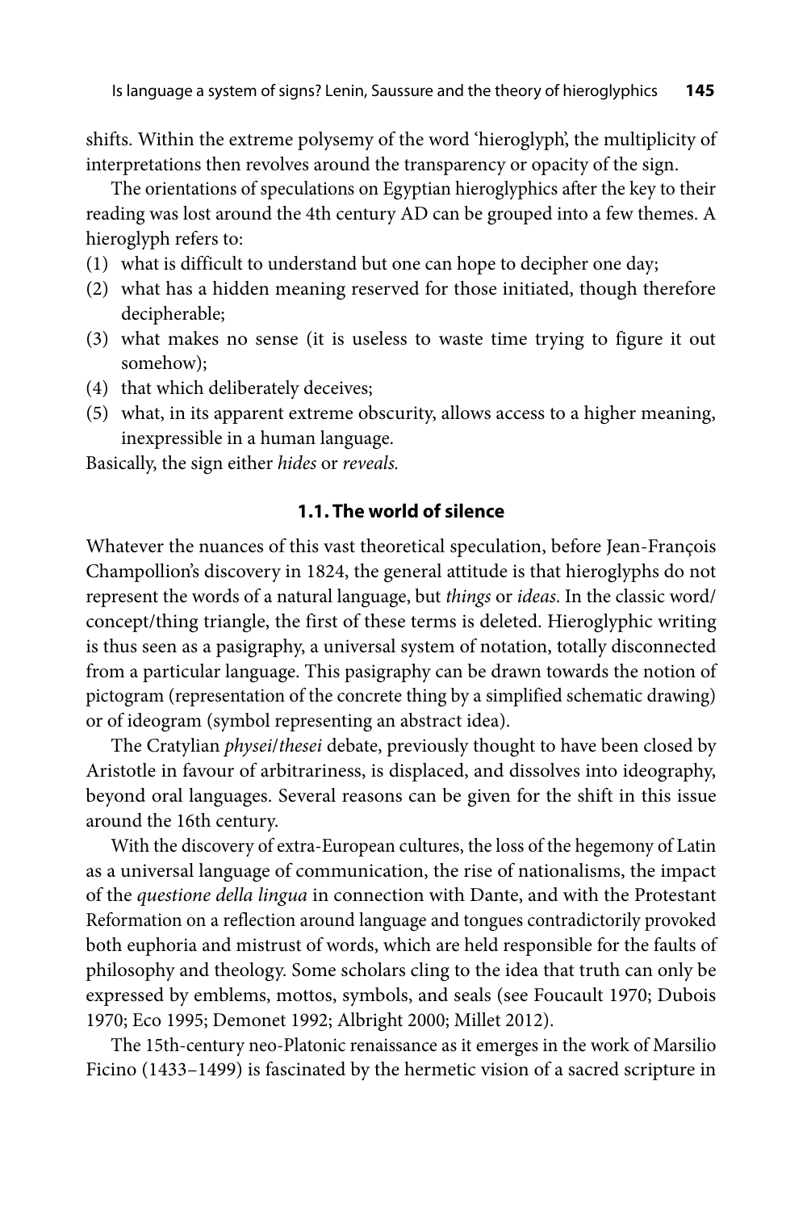shifts. Within the extreme polysemy of the word 'hieroglyph', the multiplicity of interpretations then revolves around the transparency or opacity of the sign.

The orientations of speculations on Egyptian hieroglyphics after the key to their reading was lost around the 4th century AD can be grouped into a few themes. A hieroglyph refers to:

(1) what is difficult to understand but one can hope to decipher one day;
(2) what has a hidden meaning reserved for those initiated, though therefore decipherable;
(3) what makes no sense (it is useless to waste time trying to figure it out somehow);
(4) that which deliberately deceives;
(5) what, in its apparent extreme obscurity, allows access to a higher meaning, inexpressible in a human language.

Basically, the sign either *hides* or *reveals.*

### 1.1. The world of silence

Whatever the nuances of this vast theoretical speculation, before Jean-François Champollion's discovery in 1824, the general attitude is that hieroglyphs do not represent the words of a natural language, but *things* or *ideas*. In the classic word/concept/thing triangle, the first of these terms is deleted. Hieroglyphic writing is thus seen as a pasigraphy, a universal system of notation, totally disconnected from a particular language. This pasigraphy can be drawn towards the notion of pictogram (representation of the concrete thing by a simplified schematic drawing) or of ideogram (symbol representing an abstract idea).

The Cratylian *physei*/*thesei* debate, previously thought to have been closed by Aristotle in favour of arbitrariness, is displaced, and dissolves into ideography, beyond oral languages. Several reasons can be given for the shift in this issue around the 16th century.

With the discovery of extra-European cultures, the loss of the hegemony of Latin as a universal language of communication, the rise of nationalisms, the impact of the *questione della lingua* in connection with Dante, and with the Protestant Reformation on a reflection around language and tongues contradictorily provoked both euphoria and mistrust of words, which are held responsible for the faults of philosophy and theology. Some scholars cling to the idea that truth can only be expressed by emblems, mottos, symbols, and seals (see Foucault 1970; Dubois 1970; Eco 1995; Demonet 1992; Albright 2000; Millet 2012).

The 15th-century neo-Platonic renaissance as it emerges in the work of Marsilio Ficino (1433–1499) is fascinated by the hermetic vision of a sacred scripture in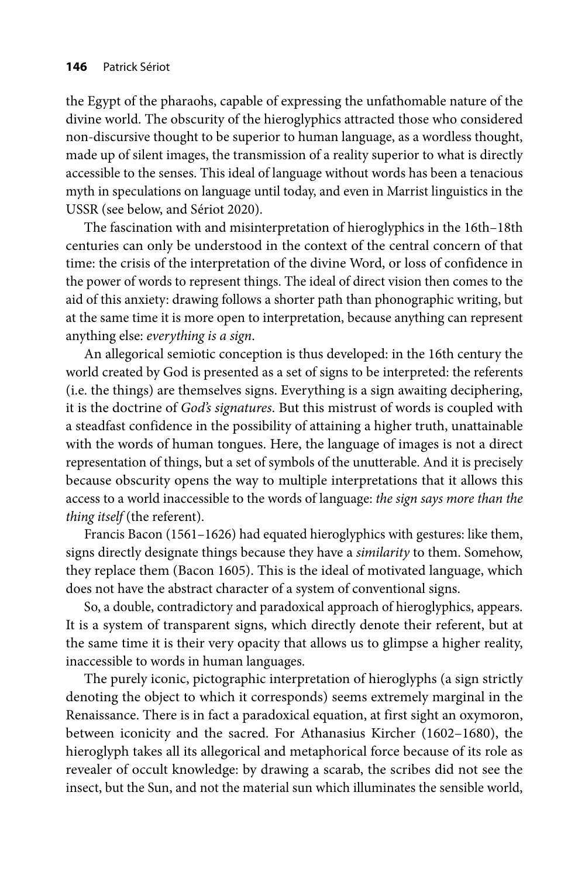the Egypt of the pharaohs, capable of expressing the unfathomable nature of the divine world. The obscurity of the hieroglyphics attracted those who considered non-discursive thought to be superior to human language, as a wordless thought, made up of silent images, the transmission of a reality superior to what is directly accessible to the senses. This ideal of language without words has been a tenacious myth in speculations on language until today, and even in Marrist linguistics in the USSR (see below, and Sériot 2020).

The fascination with and misinterpretation of hieroglyphics in the 16th–18th centuries can only be understood in the context of the central concern of that time: the crisis of the interpretation of the divine Word, or loss of confidence in the power of words to represent things. The ideal of direct vision then comes to the aid of this anxiety: drawing follows a shorter path than phonographic writing, but at the same time it is more open to interpretation, because anything can represent anything else: *everything is a sign*.

An allegorical semiotic conception is thus developed: in the 16th century the world created by God is presented as a set of signs to be interpreted: the referents (i.e. the things) are themselves signs. Everything is a sign awaiting deciphering, it is the doctrine of *God's signatures*. But this mistrust of words is coupled with a steadfast confidence in the possibility of attaining a higher truth, unattainable with the words of human tongues. Here, the language of images is not a direct representation of things, but a set of symbols of the unutterable. And it is precisely because obscurity opens the way to multiple interpretations that it allows this access to a world inaccessible to the words of language: *the sign says more than the thing itself* (the referent).

Francis Bacon (1561–1626) had equated hieroglyphics with gestures: like them, signs directly designate things because they have a *similarity* to them. Somehow, they replace them (Bacon 1605). This is the ideal of motivated language, which does not have the abstract character of a system of conventional signs.

So, a double, contradictory and paradoxical approach of hieroglyphics, appears. It is a system of transparent signs, which directly denote their referent, but at the same time it is their very opacity that allows us to glimpse a higher reality, inaccessible to words in human languages.

The purely iconic, pictographic interpretation of hieroglyphs (a sign strictly denoting the object to which it corresponds) seems extremely marginal in the Renaissance. There is in fact a paradoxical equation, at first sight an oxymoron, between iconicity and the sacred. For Athanasius Kircher (1602–1680), the hieroglyph takes all its allegorical and metaphorical force because of its role as revealer of occult knowledge: by drawing a scarab, the scribes did not see the insect, but the Sun, and not the material sun which illuminates the sensible world,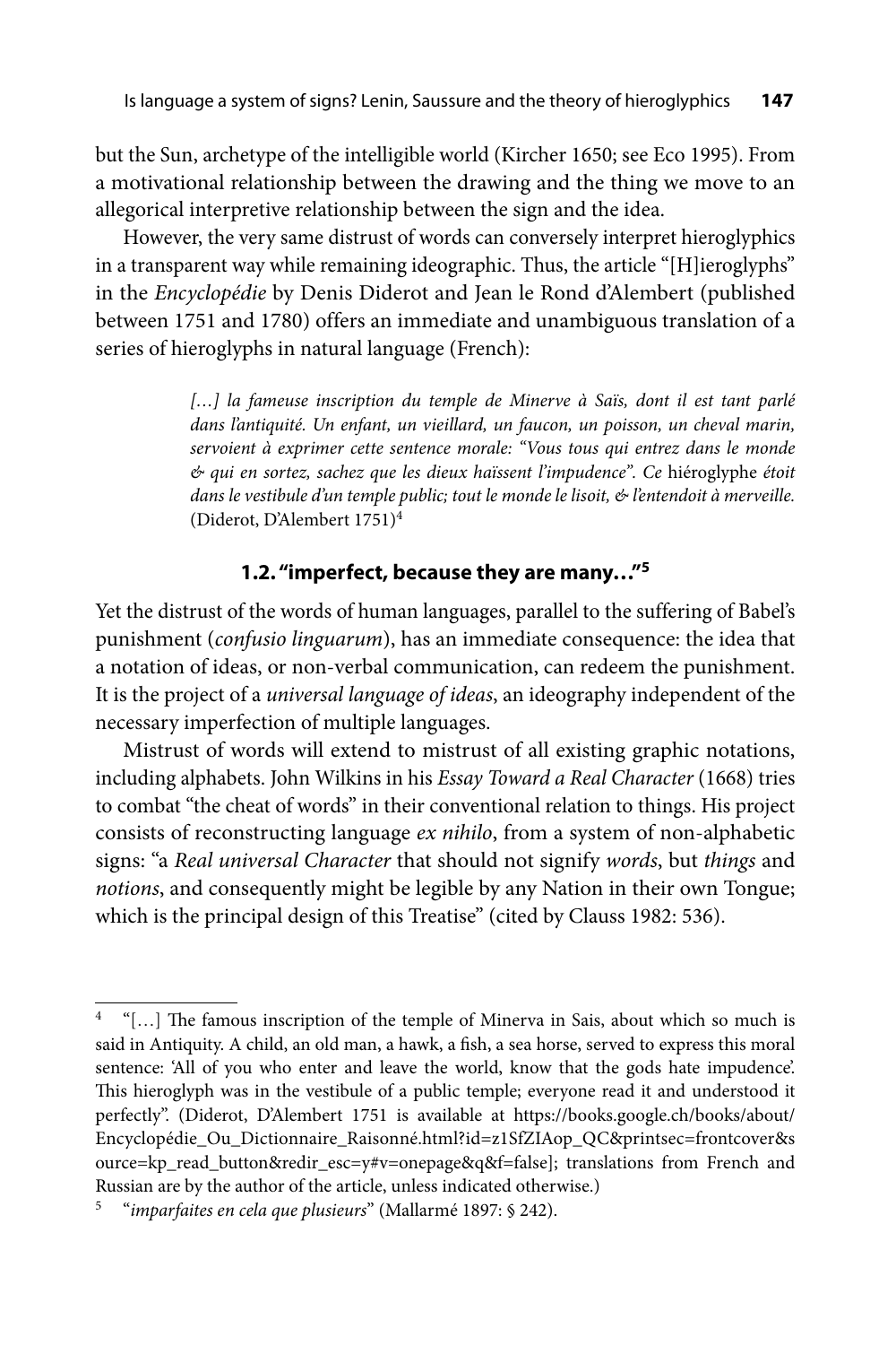but the Sun, archetype of the intelligible world (Kircher 1650; see Eco 1995). From a motivational relationship between the drawing and the thing we move to an allegorical interpretive relationship between the sign and the idea.

However, the very same distrust of words can conversely interpret hieroglyphics in a transparent way while remaining ideographic. Thus, the article "[H]ieroglyphs" in the *Encyclopédie* by Denis Diderot and Jean le Rond d'Alembert (published between 1751 and 1780) offers an immediate and unambiguous translation of a series of hieroglyphs in natural language (French):

> *[…] la fameuse inscription du temple de Minerve à Saïs, dont il est tant parlé dans l'antiquité. Un enfant, un vieillard, un faucon, un poisson, un cheval marin, servoient à exprimer cette sentence morale: "Vous tous qui entrez dans le monde & qui en sortez, sachez que les dieux haïssent l'impudence". Ce* hiéroglyphe *étoit dans le vestibule d'un temple public; tout le monde le lisoit, & l'entendoit à merveille.* (Diderot, D'Alembert 1751)[4]

### 1.2. "imperfect, because they are many…"[5]

Yet the distrust of the words of human languages, parallel to the suffering of Babel's punishment (*confusio linguarum*), has an immediate consequence: the idea that a notation of ideas, or non-verbal communication, can redeem the punishment. It is the project of a *universal language of ideas*, an ideography independent of the necessary imperfection of multiple languages.

Mistrust of words will extend to mistrust of all existing graphic notations, including alphabets. John Wilkins in his *Essay Toward a Real Character* (1668) tries to combat "the cheat of words" in their conventional relation to things. His project consists of reconstructing language *ex nihilo*, from a system of non-alphabetic signs: "a *Real universal Character* that should not signify *words*, but *things* and *notions*, and consequently might be legible by any Nation in their own Tongue; which is the principal design of this Treatise" (cited by Clauss 1982: 536).

---

[4] "[…] The famous inscription of the temple of Minerva in Sais, about which so much is said in Antiquity. A child, an old man, a hawk, a fish, a sea horse, served to express this moral sentence: 'All of you who enter and leave the world, know that the gods hate impudence'. This hieroglyph was in the vestibule of a public temple; everyone read it and understood it perfectly". (Diderot, D'Alembert 1751 is available at https://books.google.ch/books/about/Encyclopédie_Ou_Dictionnaire_Raisonné.html?id=z1SfZIAop_QC&printsec=frontcover&source=kp_read_button&redir_esc=y#v=onepage&q&f=false]; translations from French and Russian are by the author of the article, unless indicated otherwise.)

[5] "*imparfaites en cela que plusieurs*" (Mallarmé 1897: § 242).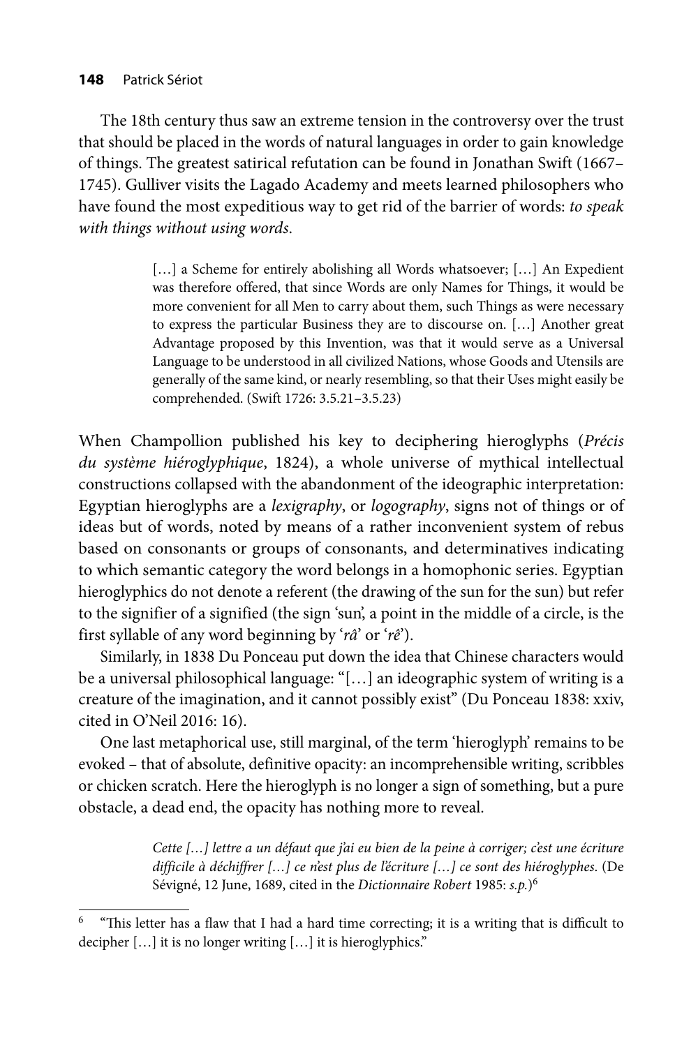The 18th century thus saw an extreme tension in the controversy over the trust that should be placed in the words of natural languages in order to gain knowledge of things. The greatest satirical refutation can be found in Jonathan Swift (1667–1745). Gulliver visits the Lagado Academy and meets learned philosophers who have found the most expeditious way to get rid of the barrier of words: *to speak with things without using words*.

> […] a Scheme for entirely abolishing all Words whatsoever; […] An Expedient was therefore offered, that since Words are only Names for Things, it would be more convenient for all Men to carry about them, such Things as were necessary to express the particular Business they are to discourse on. […] Another great Advantage proposed by this Invention, was that it would serve as a Universal Language to be understood in all civilized Nations, whose Goods and Utensils are generally of the same kind, or nearly resembling, so that their Uses might easily be comprehended. (Swift 1726: 3.5.21–3.5.23)

When Champollion published his key to deciphering hieroglyphs (*Précis du système hiéroglyphique*, 1824), a whole universe of mythical intellectual constructions collapsed with the abandonment of the ideographic interpretation: Egyptian hieroglyphs are a *lexigraphy*, or *logography*, signs not of things or of ideas but of words, noted by means of a rather inconvenient system of rebus based on consonants or groups of consonants, and determinatives indicating to which semantic category the word belongs in a homophonic series. Egyptian hieroglyphics do not denote a referent (the drawing of the sun for the sun) but refer to the signifier of a signified (the sign 'sun', a point in the middle of a circle, is the first syllable of any word beginning by '*râ*' or '*rê*').

Similarly, in 1838 Du Ponceau put down the idea that Chinese characters would be a universal philosophical language: "[…] an ideographic system of writing is a creature of the imagination, and it cannot possibly exist" (Du Ponceau 1838: xxiv, cited in O'Neil 2016: 16).

One last metaphorical use, still marginal, of the term 'hieroglyph' remains to be evoked – that of absolute, definitive opacity: an incomprehensible writing, scribbles or chicken scratch. Here the hieroglyph is no longer a sign of something, but a pure obstacle, a dead end, the opacity has nothing more to reveal.

> *Cette […] lettre a un défaut que j'ai eu bien de la peine à corriger; c'est une écriture difficile à déchiffrer […] ce n'est plus de l'écriture […] ce sont des hiéroglyphes*. (De Sévigné, 12 June, 1689, cited in the *Dictionnaire Robert* 1985: *s.p.*)[6]

[6] "This letter has a flaw that I had a hard time correcting; it is a writing that is difficult to decipher […] it is no longer writing […] it is hieroglyphics."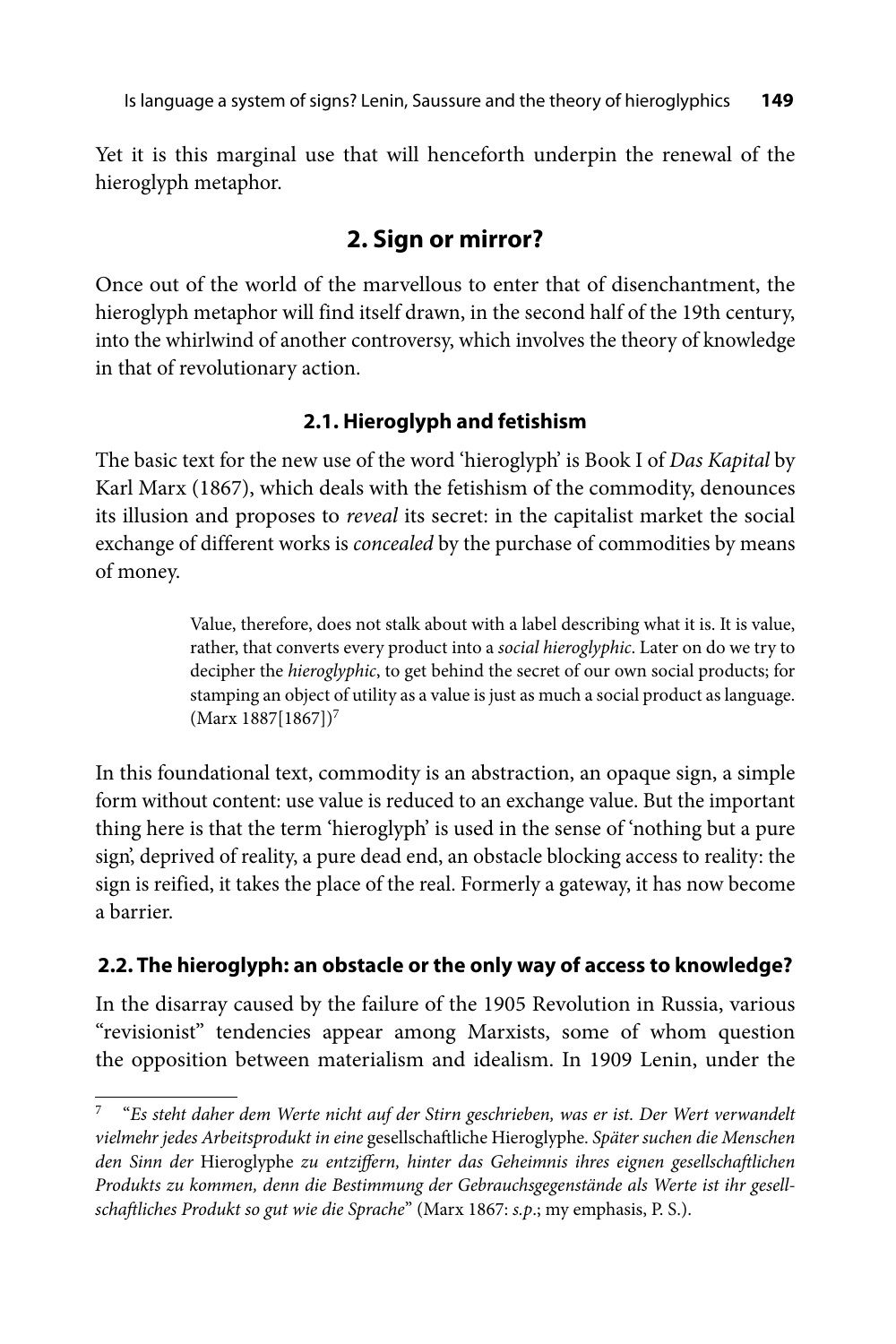Yet it is this marginal use that will henceforth underpin the renewal of the hieroglyph metaphor.

## 2. Sign or mirror?

Once out of the world of the marvellous to enter that of disenchantment, the hieroglyph metaphor will find itself drawn, in the second half of the 19th century, into the whirlwind of another controversy, which involves the theory of knowledge in that of revolutionary action.

### 2.1. Hieroglyph and fetishism

The basic text for the new use of the word 'hieroglyph' is Book I of *Das Kapital* by Karl Marx (1867), which deals with the fetishism of the commodity, denounces its illusion and proposes to *reveal* its secret: in the capitalist market the social exchange of different works is *concealed* by the purchase of commodities by means of money.

> Value, therefore, does not stalk about with a label describing what it is. It is value, rather, that converts every product into a *social hieroglyphic*. Later on do we try to decipher the *hieroglyphic*, to get behind the secret of our own social products; for stamping an object of utility as a value is just as much a social product as language. (Marx 1887[1867])[7]

In this foundational text, commodity is an abstraction, an opaque sign, a simple form without content: use value is reduced to an exchange value. But the important thing here is that the term 'hieroglyph' is used in the sense of 'nothing but a pure sign', deprived of reality, a pure dead end, an obstacle blocking access to reality: the sign is reified, it takes the place of the real. Formerly a gateway, it has now become a barrier.

### 2.2. The hieroglyph: an obstacle or the only way of access to knowledge?

In the disarray caused by the failure of the 1905 Revolution in Russia, various "revisionist" tendencies appear among Marxists, some of whom question the opposition between materialism and idealism. In 1909 Lenin, under the

---

[7] "*Es steht daher dem Werte nicht auf der Stirn geschrieben, was er ist. Der Wert verwandelt vielmehr jedes Arbeitsprodukt in eine* gesellschaftliche Hieroglyphe. *Später suchen die Menschen den Sinn der* Hieroglyphe *zu entziffern, hinter das Geheimnis ihres eignen gesellschaftlichen Produkts zu kommen, denn die Bestimmung der Gebrauchsgegenstände als Werte ist ihr gesellschaftliches Produkt so gut wie die Sprache*" (Marx 1867: *s.p.*; my emphasis, P. S.).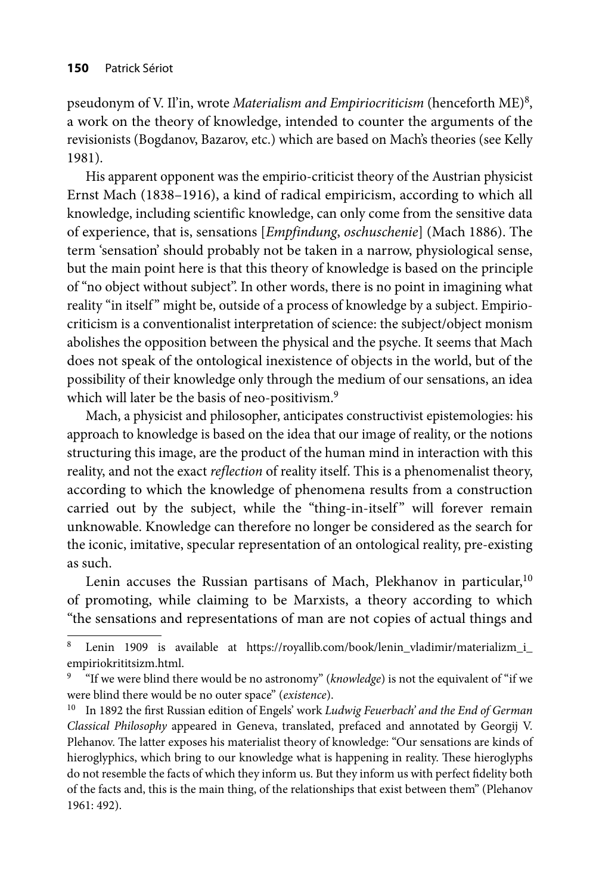pseudonym of V. Il'in, wrote *Materialism and Empiriocriticism* (henceforth ME)[8], a work on the theory of knowledge, intended to counter the arguments of the revisionists (Bogdanov, Bazarov, etc.) which are based on Mach's theories (see Kelly 1981).

His apparent opponent was the empirio-criticist theory of the Austrian physicist Ernst Mach (1838–1916), a kind of radical empiricism, according to which all knowledge, including scientific knowledge, can only come from the sensitive data of experience, that is, sensations [*Empfindung*, *oschuschenie*] (Mach 1886). The term 'sensation' should probably not be taken in a narrow, physiological sense, but the main point here is that this theory of knowledge is based on the principle of "no object without subject". In other words, there is no point in imagining what reality "in itself" might be, outside of a process of knowledge by a subject. Empirio-criticism is a conventionalist interpretation of science: the subject/object monism abolishes the opposition between the physical and the psyche. It seems that Mach does not speak of the ontological inexistence of objects in the world, but of the possibility of their knowledge only through the medium of our sensations, an idea which will later be the basis of neo-positivism.[9]

Mach, a physicist and philosopher, anticipates constructivist epistemologies: his approach to knowledge is based on the idea that our image of reality, or the notions structuring this image, are the product of the human mind in interaction with this reality, and not the exact *reflection* of reality itself. This is a phenomenalist theory, according to which the knowledge of phenomena results from a construction carried out by the subject, while the "thing-in-itself" will forever remain unknowable. Knowledge can therefore no longer be considered as the search for the iconic, imitative, specular representation of an ontological reality, pre-existing as such.

Lenin accuses the Russian partisans of Mach, Plekhanov in particular,[10] of promoting, while claiming to be Marxists, a theory according to which "the sensations and representations of man are not copies of actual things and

---

[8] Lenin 1909 is available at https://royallib.com/book/lenin_vladimir/materializm_i_empiriokrititsizm.html.

[9] "If we were blind there would be no astronomy" (*knowledge*) is not the equivalent of "if we were blind there would be no outer space" (*existence*).

[10] In 1892 the first Russian edition of Engels' work *Ludwig Feuerbach' and the End of German Classical Philosophy* appeared in Geneva, translated, prefaced and annotated by Georgij V. Plehanov. The latter exposes his materialist theory of knowledge: "Our sensations are kinds of hieroglyphics, which bring to our knowledge what is happening in reality. These hieroglyphs do not resemble the facts of which they inform us. But they inform us with perfect fidelity both of the facts and, this is the main thing, of the relationships that exist between them" (Plehanov 1961: 492).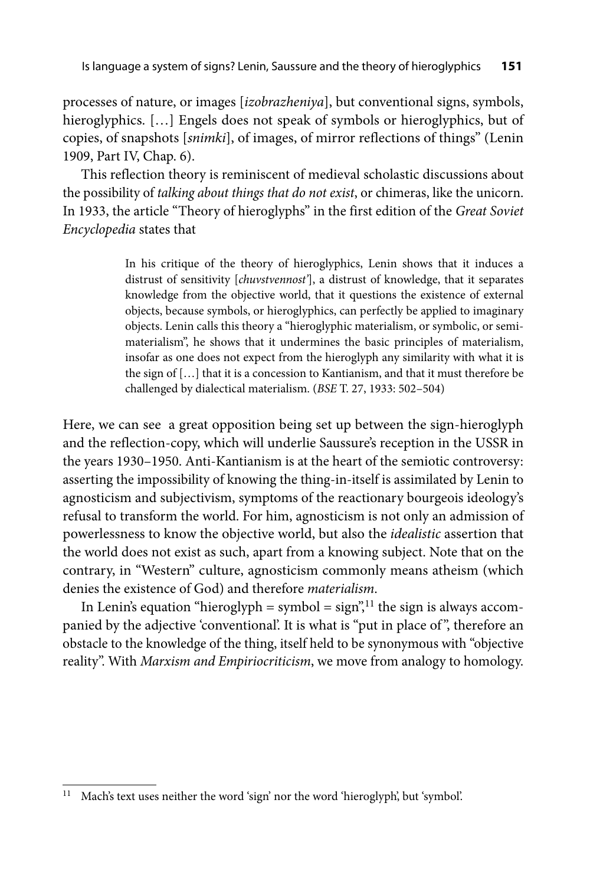processes of nature, or images [*izobrazheniya*], but conventional signs, symbols, hieroglyphics. […] Engels does not speak of symbols or hieroglyphics, but of copies, of snapshots [*snimki*], of images, of mirror reflections of things" (Lenin 1909, Part IV, Chap. 6).

This reflection theory is reminiscent of medieval scholastic discussions about the possibility of *talking about things that do not exist*, or chimeras, like the unicorn. In 1933, the article "Theory of hieroglyphs" in the first edition of the *Great Soviet Encyclopedia* states that

> In his critique of the theory of hieroglyphics, Lenin shows that it induces a distrust of sensitivity [*chuvstvennost'*], a distrust of knowledge, that it separates knowledge from the objective world, that it questions the existence of external objects, because symbols, or hieroglyphics, can perfectly be applied to imaginary objects. Lenin calls this theory a "hieroglyphic materialism, or symbolic, or semi-materialism", he shows that it undermines the basic principles of materialism, insofar as one does not expect from the hieroglyph any similarity with what it is the sign of […] that it is a concession to Kantianism, and that it must therefore be challenged by dialectical materialism. (*BSE* T. 27, 1933: 502–504)

Here, we can see a great opposition being set up between the sign-hieroglyph and the reflection-copy, which will underlie Saussure's reception in the USSR in the years 1930–1950. Anti-Kantianism is at the heart of the semiotic controversy: asserting the impossibility of knowing the thing-in-itself is assimilated by Lenin to agnosticism and subjectivism, symptoms of the reactionary bourgeois ideology's refusal to transform the world. For him, agnosticism is not only an admission of powerlessness to know the objective world, but also the *idealistic* assertion that the world does not exist as such, apart from a knowing subject. Note that on the contrary, in "Western" culture, agnosticism commonly means atheism (which denies the existence of God) and therefore *materialism*.

In Lenin's equation "hieroglyph = symbol = sign",[11] the sign is always accompanied by the adjective 'conventional'. It is what is "put in place of", therefore an obstacle to the knowledge of the thing, itself held to be synonymous with "objective reality". With *Marxism and Empiriocriticism*, we move from analogy to homology.

[11] Mach's text uses neither the word 'sign' nor the word 'hieroglyph', but 'symbol'.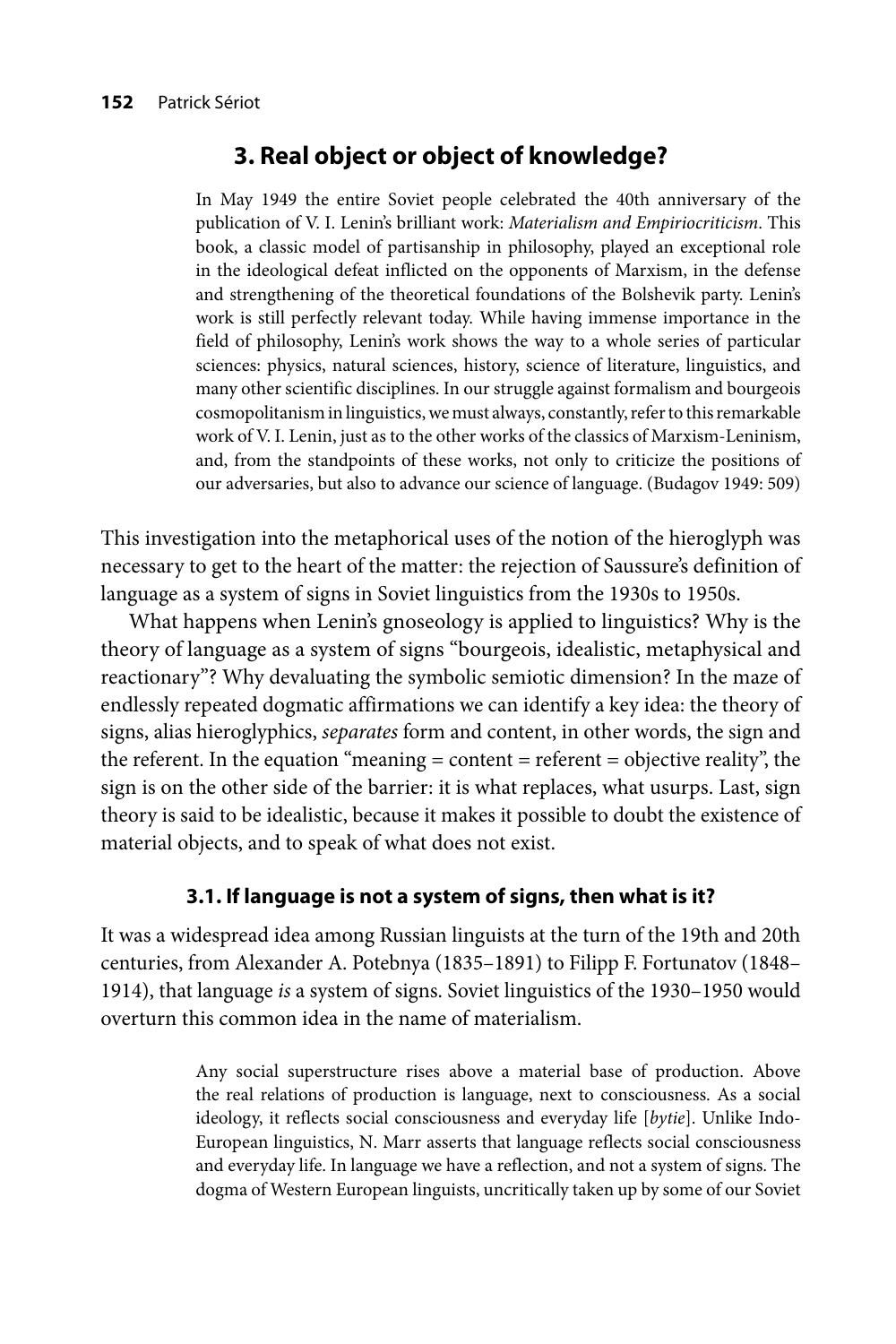## 3. Real object or object of knowledge?

> In May 1949 the entire Soviet people celebrated the 40th anniversary of the publication of V. I. Lenin's brilliant work: *Materialism and Empiriocriticism*. This book, a classic model of partisanship in philosophy, played an exceptional role in the ideological defeat inflicted on the opponents of Marxism, in the defense and strengthening of the theoretical foundations of the Bolshevik party. Lenin's work is still perfectly relevant today. While having immense importance in the field of philosophy, Lenin's work shows the way to a whole series of particular sciences: physics, natural sciences, history, science of literature, linguistics, and many other scientific disciplines. In our struggle against formalism and bourgeois cosmopolitanism in linguistics, we must always, constantly, refer to this remarkable work of V. I. Lenin, just as to the other works of the classics of Marxism-Leninism, and, from the standpoints of these works, not only to criticize the positions of our adversaries, but also to advance our science of language. (Budagov 1949: 509)

This investigation into the metaphorical uses of the notion of the hieroglyph was necessary to get to the heart of the matter: the rejection of Saussure's definition of language as a system of signs in Soviet linguistics from the 1930s to 1950s.

What happens when Lenin's gnoseology is applied to linguistics? Why is the theory of language as a system of signs "bourgeois, idealistic, metaphysical and reactionary"? Why devaluating the symbolic semiotic dimension? In the maze of endlessly repeated dogmatic affirmations we can identify a key idea: the theory of signs, alias hieroglyphics, *separates* form and content, in other words, the sign and the referent. In the equation "meaning = content = referent = objective reality", the sign is on the other side of the barrier: it is what replaces, what usurps. Last, sign theory is said to be idealistic, because it makes it possible to doubt the existence of material objects, and to speak of what does not exist.

### 3.1. If language is not a system of signs, then what is it?

It was a widespread idea among Russian linguists at the turn of the 19th and 20th centuries, from Alexander A. Potebnya (1835–1891) to Filipp F. Fortunatov (1848–1914), that language *is* a system of signs. Soviet linguistics of the 1930–1950 would overturn this common idea in the name of materialism.

> Any social superstructure rises above a material base of production. Above the real relations of production is language, next to consciousness. As a social ideology, it reflects social consciousness and everyday life [*bytie*]. Unlike Indo-European linguistics, N. Marr asserts that language reflects social consciousness and everyday life. In language we have a reflection, and not a system of signs. The dogma of Western European linguists, uncritically taken up by some of our Soviet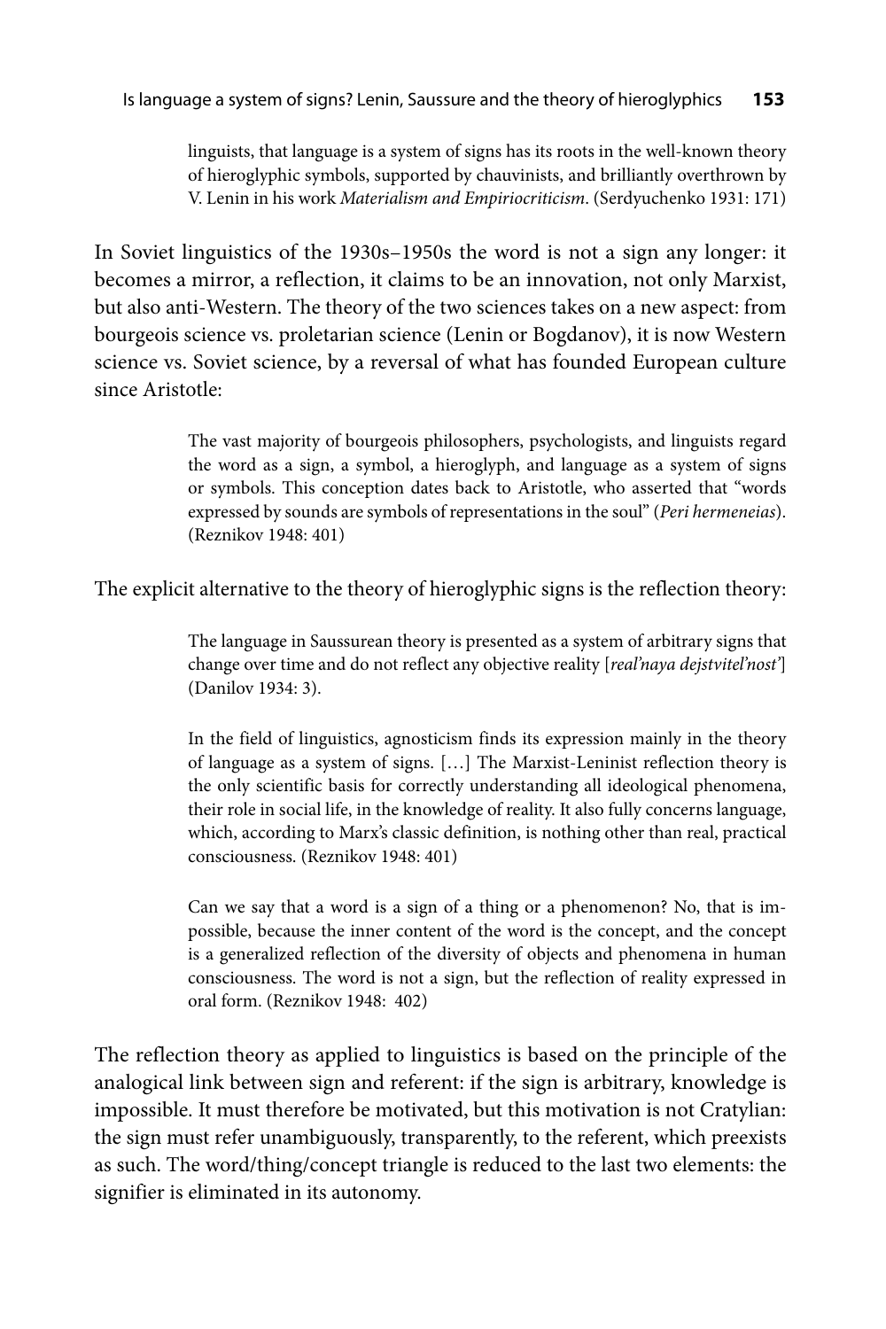> linguists, that language is a system of signs has its roots in the well-known theory of hieroglyphic symbols, supported by chauvinists, and brilliantly overthrown by V. Lenin in his work *Materialism and Empiriocriticism*. (Serdyuchenko 1931: 171)

In Soviet linguistics of the 1930s–1950s the word is not a sign any longer: it becomes a mirror, a reflection, it claims to be an innovation, not only Marxist, but also anti-Western. The theory of the two sciences takes on a new aspect: from bourgeois science vs. proletarian science (Lenin or Bogdanov), it is now Western science vs. Soviet science, by a reversal of what has founded European culture since Aristotle:

> The vast majority of bourgeois philosophers, psychologists, and linguists regard the word as a sign, a symbol, a hieroglyph, and language as a system of signs or symbols. This conception dates back to Aristotle, who asserted that "words expressed by sounds are symbols of representations in the soul" (*Peri hermeneias*). (Reznikov 1948: 401)

The explicit alternative to the theory of hieroglyphic signs is the reflection theory:

> The language in Saussurean theory is presented as a system of arbitrary signs that change over time and do not reflect any objective reality [*real'naya dejstvitel'nost'*] (Danilov 1934: 3).

> In the field of linguistics, agnosticism finds its expression mainly in the theory of language as a system of signs. […] The Marxist-Leninist reflection theory is the only scientific basis for correctly understanding all ideological phenomena, their role in social life, in the knowledge of reality. It also fully concerns language, which, according to Marx's classic definition, is nothing other than real, practical consciousness. (Reznikov 1948: 401)

> Can we say that a word is a sign of a thing or a phenomenon? No, that is impossible, because the inner content of the word is the concept, and the concept is a generalized reflection of the diversity of objects and phenomena in human consciousness. The word is not a sign, but the reflection of reality expressed in oral form. (Reznikov 1948: 402)

The reflection theory as applied to linguistics is based on the principle of the analogical link between sign and referent: if the sign is arbitrary, knowledge is impossible. It must therefore be motivated, but this motivation is not Cratylian: the sign must refer unambiguously, transparently, to the referent, which preexists as such. The word/thing/concept triangle is reduced to the last two elements: the signifier is eliminated in its autonomy.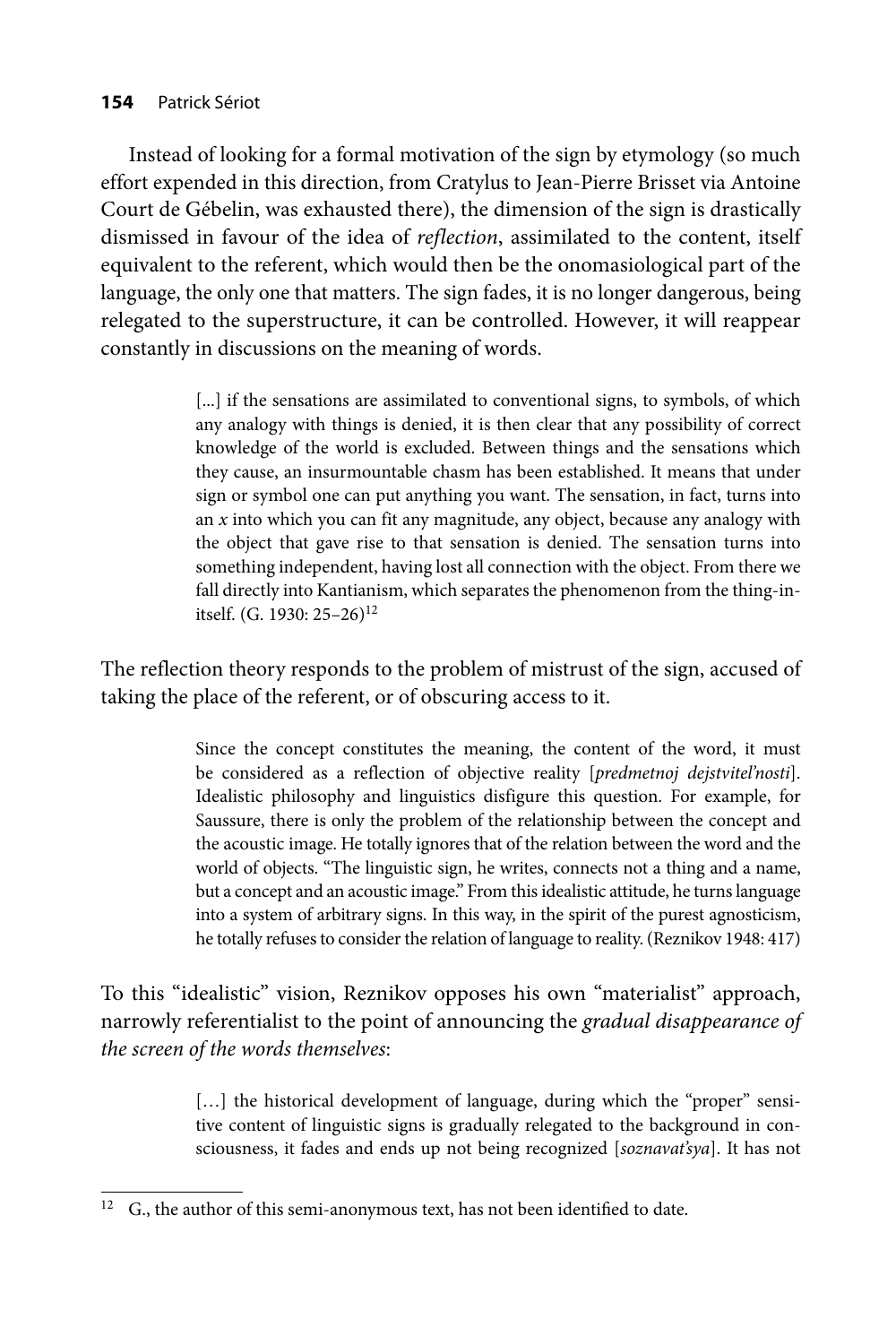Instead of looking for a formal motivation of the sign by etymology (so much effort expended in this direction, from Cratylus to Jean-Pierre Brisset via Antoine Court de Gébelin, was exhausted there), the dimension of the sign is drastically dismissed in favour of the idea of *reflection*, assimilated to the content, itself equivalent to the referent, which would then be the onomasiological part of the language, the only one that matters. The sign fades, it is no longer dangerous, being relegated to the superstructure, it can be controlled. However, it will reappear constantly in discussions on the meaning of words.

> [...] if the sensations are assimilated to conventional signs, to symbols, of which any analogy with things is denied, it is then clear that any possibility of correct knowledge of the world is excluded. Between things and the sensations which they cause, an insurmountable chasm has been established. It means that under sign or symbol one can put anything you want. The sensation, in fact, turns into an *x* into which you can fit any magnitude, any object, because any analogy with the object that gave rise to that sensation is denied. The sensation turns into something independent, having lost all connection with the object. From there we fall directly into Kantianism, which separates the phenomenon from the thing-in-itself. (G. 1930: 25–26)[12]

The reflection theory responds to the problem of mistrust of the sign, accused of taking the place of the referent, or of obscuring access to it.

> Since the concept constitutes the meaning, the content of the word, it must be considered as a reflection of objective reality [*predmetnoj dejstvitel'nosti*]. Idealistic philosophy and linguistics disfigure this question. For example, for Saussure, there is only the problem of the relationship between the concept and the acoustic image. He totally ignores that of the relation between the word and the world of objects. "The linguistic sign, he writes, connects not a thing and a name, but a concept and an acoustic image." From this idealistic attitude, he turns language into a system of arbitrary signs. In this way, in the spirit of the purest agnosticism, he totally refuses to consider the relation of language to reality. (Reznikov 1948: 417)

To this "idealistic" vision, Reznikov opposes his own "materialist" approach, narrowly referentialist to the point of announcing the *gradual disappearance of the screen of the words themselves*:

> […] the historical development of language, during which the "proper" sensitive content of linguistic signs is gradually relegated to the background in consciousness, it fades and ends up not being recognized [*soznavat'sya*]. It has not

[12] G., the author of this semi-anonymous text, has not been identified to date.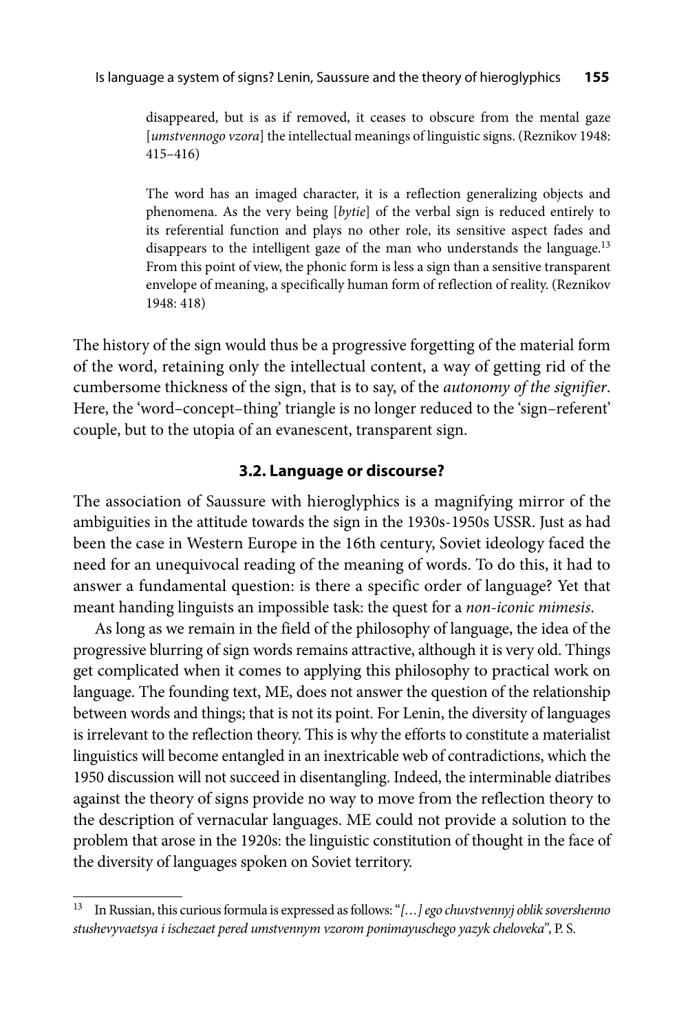> disappeared, but is as if removed, it ceases to obscure from the mental gaze [*umstvennogo vzora*] the intellectual meanings of linguistic signs. (Reznikov 1948: 415–416)

> The word has an imaged character, it is a reflection generalizing objects and phenomena. As the very being [*bytie*] of the verbal sign is reduced entirely to its referential function and plays no other role, its sensitive aspect fades and disappears to the intelligent gaze of the man who understands the language.[13] From this point of view, the phonic form is less a sign than a sensitive transparent envelope of meaning, a specifically human form of reflection of reality. (Reznikov 1948: 418)

The history of the sign would thus be a progressive forgetting of the material form of the word, retaining only the intellectual content, a way of getting rid of the cumbersome thickness of the sign, that is to say, of the *autonomy of the signifier*. Here, the 'word–concept–thing' triangle is no longer reduced to the 'sign–referent' couple, but to the utopia of an evanescent, transparent sign.

### 3.2. Language or discourse?

The association of Saussure with hieroglyphics is a magnifying mirror of the ambiguities in the attitude towards the sign in the 1930s-1950s USSR. Just as had been the case in Western Europe in the 16th century, Soviet ideology faced the need for an unequivocal reading of the meaning of words. To do this, it had to answer a fundamental question: is there a specific order of language? Yet that meant handing linguists an impossible task: the quest for a *non-iconic mimesis*.

As long as we remain in the field of the philosophy of language, the idea of the progressive blurring of sign words remains attractive, although it is very old. Things get complicated when it comes to applying this philosophy to practical work on language. The founding text, ME, does not answer the question of the relationship between words and things; that is not its point. For Lenin, the diversity of languages is irrelevant to the reflection theory. This is why the efforts to constitute a materialist linguistics will become entangled in an inextricable web of contradictions, which the 1950 discussion will not succeed in disentangling. Indeed, the interminable diatribes against the theory of signs provide no way to move from the reflection theory to the description of vernacular languages. ME could not provide a solution to the problem that arose in the 1920s: the linguistic constitution of thought in the face of the diversity of languages spoken on Soviet territory.

---

[13] In Russian, this curious formula is expressed as follows: "*[…] ego chuvstvennyj oblik sovershenno stushevyvaetsya i ischezaet pered umstvennym vzorom ponimayuschego yazyk cheloveka*", P. S.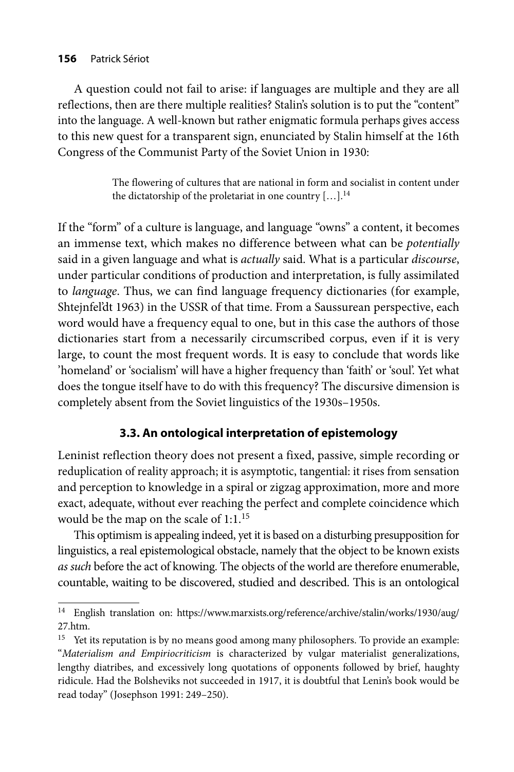A question could not fail to arise: if languages are multiple and they are all reflections, then are there multiple realities? Stalin's solution is to put the "content" into the language. A well-known but rather enigmatic formula perhaps gives access to this new quest for a transparent sign, enunciated by Stalin himself at the 16th Congress of the Communist Party of the Soviet Union in 1930:

> The flowering of cultures that are national in form and socialist in content under the dictatorship of the proletariat in one country […].[14]

If the "form" of a culture is language, and language "owns" a content, it becomes an immense text, which makes no difference between what can be *potentially* said in a given language and what is *actually* said. What is a particular *discourse*, under particular conditions of production and interpretation, is fully assimilated to *language*. Thus, we can find language frequency dictionaries (for example, Shtejnfel'dt 1963) in the USSR of that time. From a Saussurean perspective, each word would have a frequency equal to one, but in this case the authors of those dictionaries start from a necessarily circumscribed corpus, even if it is very large, to count the most frequent words. It is easy to conclude that words like 'homeland' or 'socialism' will have a higher frequency than 'faith' or 'soul'. Yet what does the tongue itself have to do with this frequency? The discursive dimension is completely absent from the Soviet linguistics of the 1930s–1950s.

### 3.3. An ontological interpretation of epistemology

Leninist reflection theory does not present a fixed, passive, simple recording or reduplication of reality approach; it is asymptotic, tangential: it rises from sensation and perception to knowledge in a spiral or zigzag approximation, more and more exact, adequate, without ever reaching the perfect and complete coincidence which would be the map on the scale of 1:1.[15]

This optimism is appealing indeed, yet it is based on a disturbing presupposition for linguistics, a real epistemological obstacle, namely that the object to be known exists *as such* before the act of knowing. The objects of the world are therefore enumerable, countable, waiting to be discovered, studied and described. This is an ontological

---

[14] English translation on: https://www.marxists.org/reference/archive/stalin/works/1930/aug/27.htm.

[15] Yet its reputation is by no means good among many philosophers. To provide an example: "*Materialism and Empiriocriticism* is characterized by vulgar materialist generalizations, lengthy diatribes, and excessively long quotations of opponents followed by brief, haughty ridicule. Had the Bolsheviks not succeeded in 1917, it is doubtful that Lenin's book would be read today" (Josephson 1991: 249–250).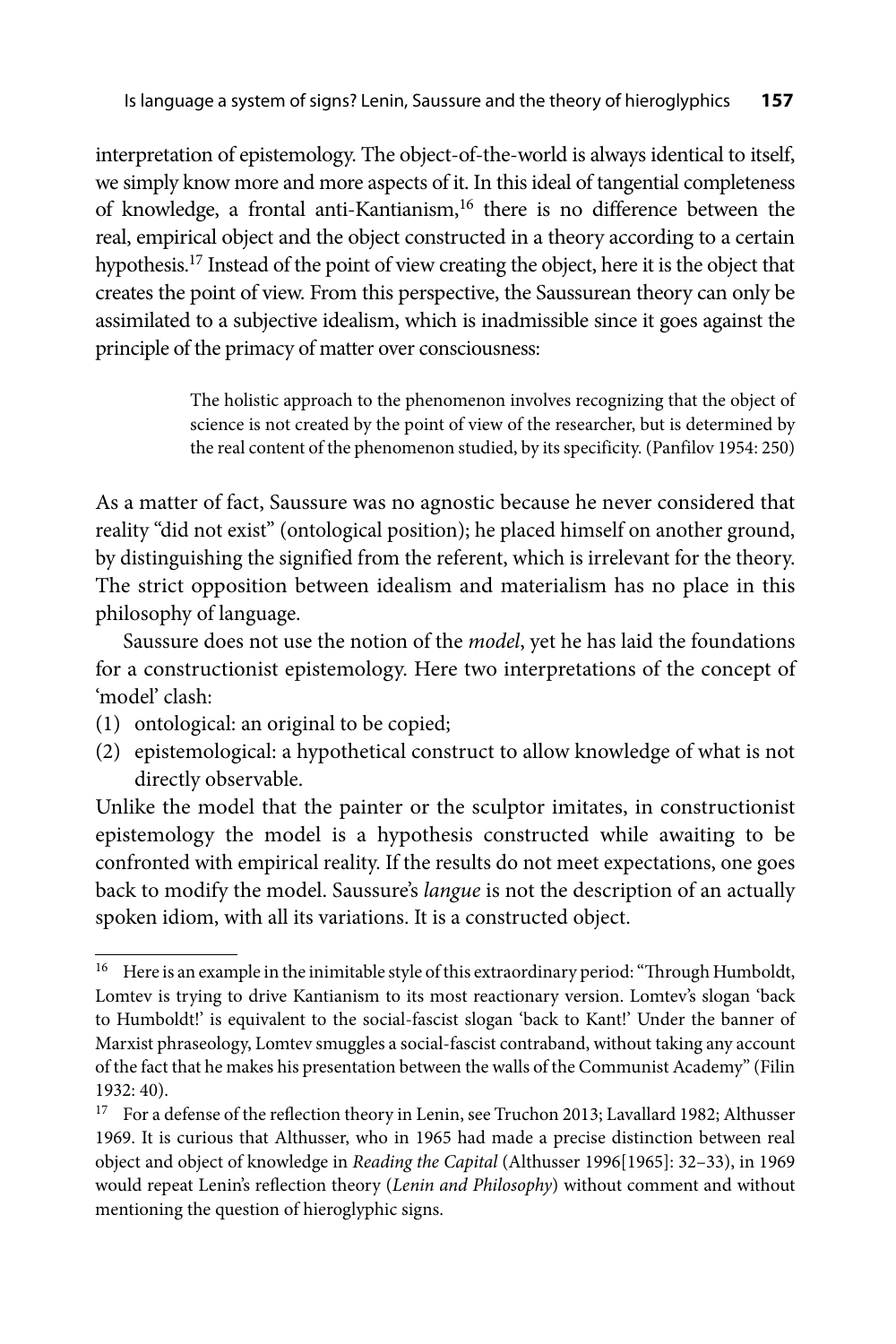interpretation of epistemology. The object-of-the-world is always identical to itself, we simply know more and more aspects of it. In this ideal of tangential completeness of knowledge, a frontal anti-Kantianism,[16] there is no difference between the real, empirical object and the object constructed in a theory according to a certain hypothesis.[17] Instead of the point of view creating the object, here it is the object that creates the point of view. From this perspective, the Saussurean theory can only be assimilated to a subjective idealism, which is inadmissible since it goes against the principle of the primacy of matter over consciousness:

> The holistic approach to the phenomenon involves recognizing that the object of science is not created by the point of view of the researcher, but is determined by the real content of the phenomenon studied, by its specificity. (Panfilov 1954: 250)

As a matter of fact, Saussure was no agnostic because he never considered that reality "did not exist" (ontological position); he placed himself on another ground, by distinguishing the signified from the referent, which is irrelevant for the theory. The strict opposition between idealism and materialism has no place in this philosophy of language.

Saussure does not use the notion of the *model*, yet he has laid the foundations for a constructionist epistemology. Here two interpretations of the concept of 'model' clash:

(1) ontological: an original to be copied;
(2) epistemological: a hypothetical construct to allow knowledge of what is not directly observable.

Unlike the model that the painter or the sculptor imitates, in constructionist epistemology the model is a hypothesis constructed while awaiting to be confronted with empirical reality. If the results do not meet expectations, one goes back to modify the model. Saussure's *langue* is not the description of an actually spoken idiom, with all its variations. It is a constructed object.

---

[16] Here is an example in the inimitable style of this extraordinary period: "Through Humboldt, Lomtev is trying to drive Kantianism to its most reactionary version. Lomtev's slogan 'back to Humboldt!' is equivalent to the social-fascist slogan 'back to Kant!' Under the banner of Marxist phraseology, Lomtev smuggles a social-fascist contraband, without taking any account of the fact that he makes his presentation between the walls of the Communist Academy" (Filin 1932: 40).

[17] For a defense of the reflection theory in Lenin, see Truchon 2013; Lavallard 1982; Althusser 1969. It is curious that Althusser, who in 1965 had made a precise distinction between real object and object of knowledge in *Reading the Capital* (Althusser 1996[1965]: 32–33), in 1969 would repeat Lenin's reflection theory (*Lenin and Philosophy*) without comment and without mentioning the question of hieroglyphic signs.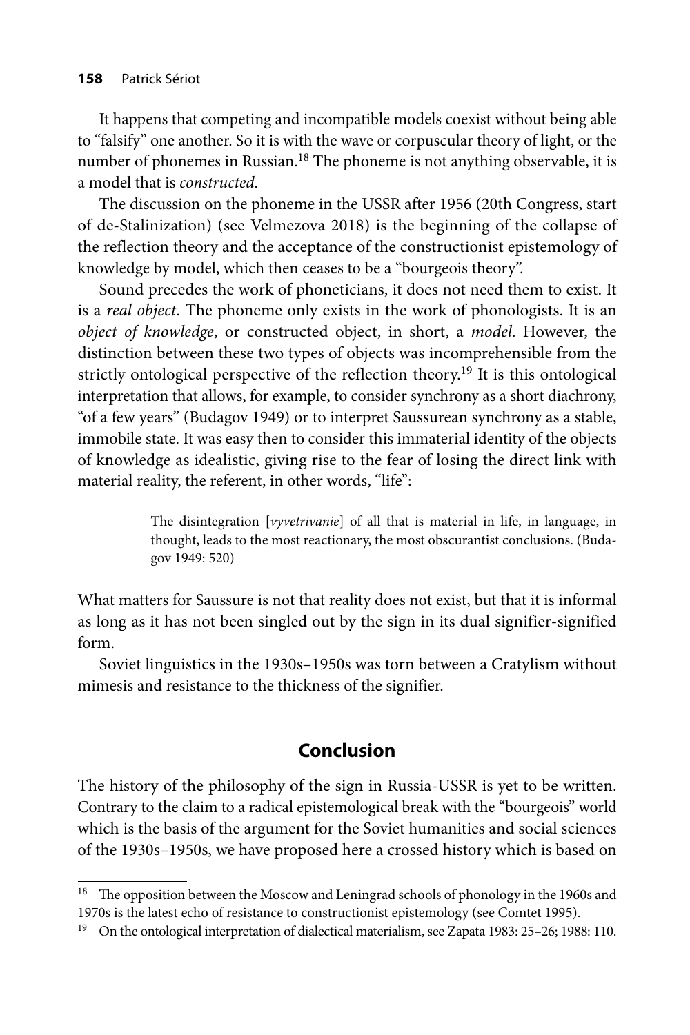It happens that competing and incompatible models coexist without being able to "falsify" one another. So it is with the wave or corpuscular theory of light, or the number of phonemes in Russian.[18] The phoneme is not anything observable, it is a model that is *constructed*.

The discussion on the phoneme in the USSR after 1956 (20th Congress, start of de-Stalinization) (see Velmezova 2018) is the beginning of the collapse of the reflection theory and the acceptance of the constructionist epistemology of knowledge by model, which then ceases to be a "bourgeois theory".

Sound precedes the work of phoneticians, it does not need them to exist. It is a *real object*. The phoneme only exists in the work of phonologists. It is an *object of knowledge*, or constructed object, in short, a *model*. However, the distinction between these two types of objects was incomprehensible from the strictly ontological perspective of the reflection theory.[19] It is this ontological interpretation that allows, for example, to consider synchrony as a short diachrony, "of a few years" (Budagov 1949) or to interpret Saussurean synchrony as a stable, immobile state. It was easy then to consider this immaterial identity of the objects of knowledge as idealistic, giving rise to the fear of losing the direct link with material reality, the referent, in other words, "life":

> The disintegration [*vyvetrivanie*] of all that is material in life, in language, in thought, leads to the most reactionary, the most obscurantist conclusions. (Budagov 1949: 520)

What matters for Saussure is not that reality does not exist, but that it is informal as long as it has not been singled out by the sign in its dual signifier-signified form.

Soviet linguistics in the 1930s–1950s was torn between a Cratylism without mimesis and resistance to the thickness of the signifier.

## Conclusion

The history of the philosophy of the sign in Russia-USSR is yet to be written. Contrary to the claim to a radical epistemological break with the "bourgeois" world which is the basis of the argument for the Soviet humanities and social sciences of the 1930s–1950s, we have proposed here a crossed history which is based on

---

[18] The opposition between the Moscow and Leningrad schools of phonology in the 1960s and 1970s is the latest echo of resistance to constructionist epistemology (see Comtet 1995).

[19] On the ontological interpretation of dialectical materialism, see Zapata 1983: 25–26; 1988: 110.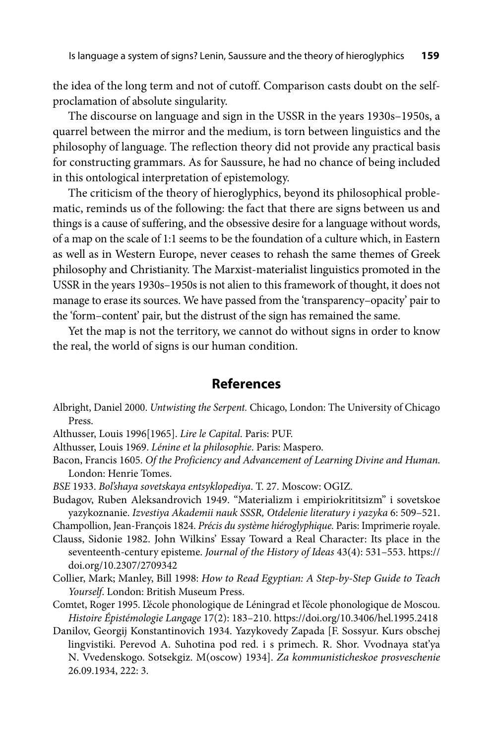the idea of the long term and not of cutoff. Comparison casts doubt on the self-proclamation of absolute singularity.

The discourse on language and sign in the USSR in the years 1930s–1950s, a quarrel between the mirror and the medium, is torn between linguistics and the philosophy of language. The reflection theory did not provide any practical basis for constructing grammars. As for Saussure, he had no chance of being included in this ontological interpretation of epistemology.

The criticism of the theory of hieroglyphics, beyond its philosophical problematic, reminds us of the following: the fact that there are signs between us and things is a cause of suffering, and the obsessive desire for a language without words, of a map on the scale of 1:1 seems to be the foundation of a culture which, in Eastern as well as in Western Europe, never ceases to rehash the same themes of Greek philosophy and Christianity. The Marxist-materialist linguistics promoted in the USSR in the years 1930s–1950s is not alien to this framework of thought, it does not manage to erase its sources. We have passed from the 'transparency–opacity' pair to the 'form–content' pair, but the distrust of the sign has remained the same.

Yet the map is not the territory, we cannot do without signs in order to know the real, the world of signs is our human condition.

## References

Albright, Daniel 2000. *Untwisting the Serpent.* Chicago, London: The University of Chicago Press.

Althusser, Louis 1996[1965]. *Lire le Capital*. Paris: PUF.

Althusser, Louis 1969. *Lénine et la philosophie*. Paris: Maspero.

Bacon, Francis 1605. *Of the Proficiency and Advancement of Learning Divine and Human*. London: Henrie Tomes.

*BSE* 1933. *Bol'shaya sovetskaya entsyklopediya*. T. 27. Moscow: OGIZ.

Budagov, Ruben Aleksandrovich 1949. "Materializm i empiriokrititsizm" i sovetskoe yazykoznanie. *Izvestiya Akademii nauk SSSR, Otdelenie literatury i yazyka* 6: 509–521.

Champollion, Jean-François 1824. *Précis du système hiéroglyphique*. Paris: Imprimerie royale.

Clauss, Sidonie 1982. John Wilkins' Essay Toward a Real Character: Its place in the seventeenth-century episteme. *Journal of the History of Ideas* 43(4): 531–553. https://doi.org/10.2307/2709342

Collier, Mark; Manley, Bill 1998: *How to Read Egyptian: A Step-by-Step Guide to Teach Yourself*. London: British Museum Press.

Comtet, Roger 1995. L'école phonologique de Léningrad et l'école phonologique de Moscou. *Histoire Épistémologie Langage* 17(2): 183–210. https://doi.org/10.3406/hel.1995.2418

Danilov, Georgij Konstantinovich 1934. Yazykovedy Zapada [F. Sossyur. Kurs obschej lingvistiki. Perevod A. Suhotina pod red. i s primech. R. Shor. Vvodnaya stat'ya N. Vvedenskogo. Sotsekgiz. M(oscow) 1934]. *Za kommunisticheskoe prosveschenie* 26.09.1934, 222: 3.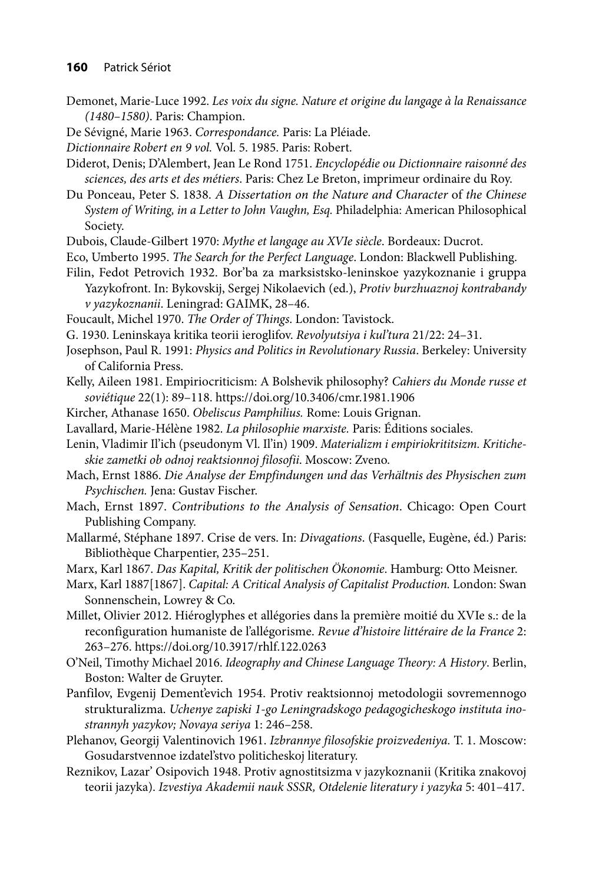Demonet, Marie-Luce 1992. *Les voix du signe. Nature et origine du langage à la Renaissance (1480–1580)*. Paris: Champion.

De Sévigné, Marie 1963. *Correspondance.* Paris: La Pléiade.

*Dictionnaire Robert en 9 vol.* Vol. 5. 1985. Paris: Robert.

Diderot, Denis; D'Alembert, Jean Le Rond 1751. *Encyclopédie ou Dictionnaire raisonné des sciences, des arts et des métiers*. Paris: Chez Le Breton, imprimeur ordinaire du Roy.

Du Ponceau, Peter S. 1838. *A Dissertation on the Nature and Character* of *the Chinese System of Writing, in a Letter to John Vaughn, Esq.* Philadelphia: American Philosophical Society.

Dubois, Claude-Gilbert 1970: *Mythe et langage au XVIe siècle*. Bordeaux: Ducrot.

Eco, Umberto 1995. *The Search for the Perfect Language*. London: Blackwell Publishing.

Filin, Fedot Petrovich 1932. Bor'ba za marksistsko-leninskoe yazykoznanie i gruppa Yazykofront. In: Bykovskij, Sergej Nikolaevich (ed.), *Protiv burzhuaznoj kontrabandy v yazykoznanii*. Leningrad: GAIMK, 28–46.

Foucault, Michel 1970. *The Order of Things*. London: Tavistock.

G. 1930. Leninskaya kritika teorii ieroglifov. *Revolyutsiya i kul'tura* 21/22: 24–31.

Josephson, Paul R. 1991: *Physics and Politics in Revolutionary Russia*. Berkeley: University of California Press.

Kelly, Aileen 1981. Empiriocriticism: A Bolshevik philosophy? *Cahiers du Monde russe et soviétique* 22(1): 89–118. https://doi.org/10.3406/cmr.1981.1906

Kircher, Athanase 1650. *Obeliscus Pamphilius.* Rome: Louis Grignan.

Lavallard, Marie-Hélène 1982. *La philosophie marxiste.* Paris: Éditions sociales.

Lenin, Vladimir Il'ich (pseudonym Vl. Il'in) 1909. *Materializm i empiriokrititsizm. Kriticheskie zametki ob odnoj reaktsionnoj filosofii*. Moscow: Zveno.

Mach, Ernst 1886. *Die Analyse der Empfindungen und das Verhältnis des Physischen zum Psychischen.* Jena: Gustav Fischer.

Mach, Ernst 1897. *Contributions to the Analysis of Sensation*. Chicago: Open Court Publishing Company.

Mallarmé, Stéphane 1897. Crise de vers. In: *Divagations*. (Fasquelle, Eugène, éd.) Paris: Bibliothèque Charpentier, 235–251.

Marx, Karl 1867. *Das Kapital, Kritik der politischen Ökonomie*. Hamburg: Otto Meisner.

Marx, Karl 1887[1867]. *Capital: A Critical Analysis of Capitalist Production.* London: Swan Sonnenschein, Lowrey & Co.

Millet, Olivier 2012. Hiéroglyphes et allégories dans la première moitié du XVIe s.: de la reconfiguration humaniste de l'allégorisme. *Revue d'histoire littéraire de la France* 2: 263–276. https://doi.org/10.3917/rhlf.122.0263

O'Neil, Timothy Michael 2016. *Ideography and Chinese Language Theory: A History*. Berlin, Boston: Walter de Gruyter.

Panfilov, Evgenij Dement'evich 1954. Protiv reaktsionnoj metodologii sovremennogo strukturalizma. *Uchenye zapiski 1-go Leningradskogo pedagogicheskogo instituta inostrannyh yazykov; Novaya seriya* 1: 246–258.

Plehanov, Georgij Valentinovich 1961. *Izbrannye filosofskie proizvedeniya.* T. 1. Moscow: Gosudarstvennoe izdatel'stvo politicheskoj literatury.

Reznikov, Lazar' Osipovich 1948. Protiv agnostitsizma v jazykoznanii (Kritika znakovoj teorii jazyka). *Izvestiya Akademii nauk SSSR, Otdelenie literatury i yazyka* 5: 401–417.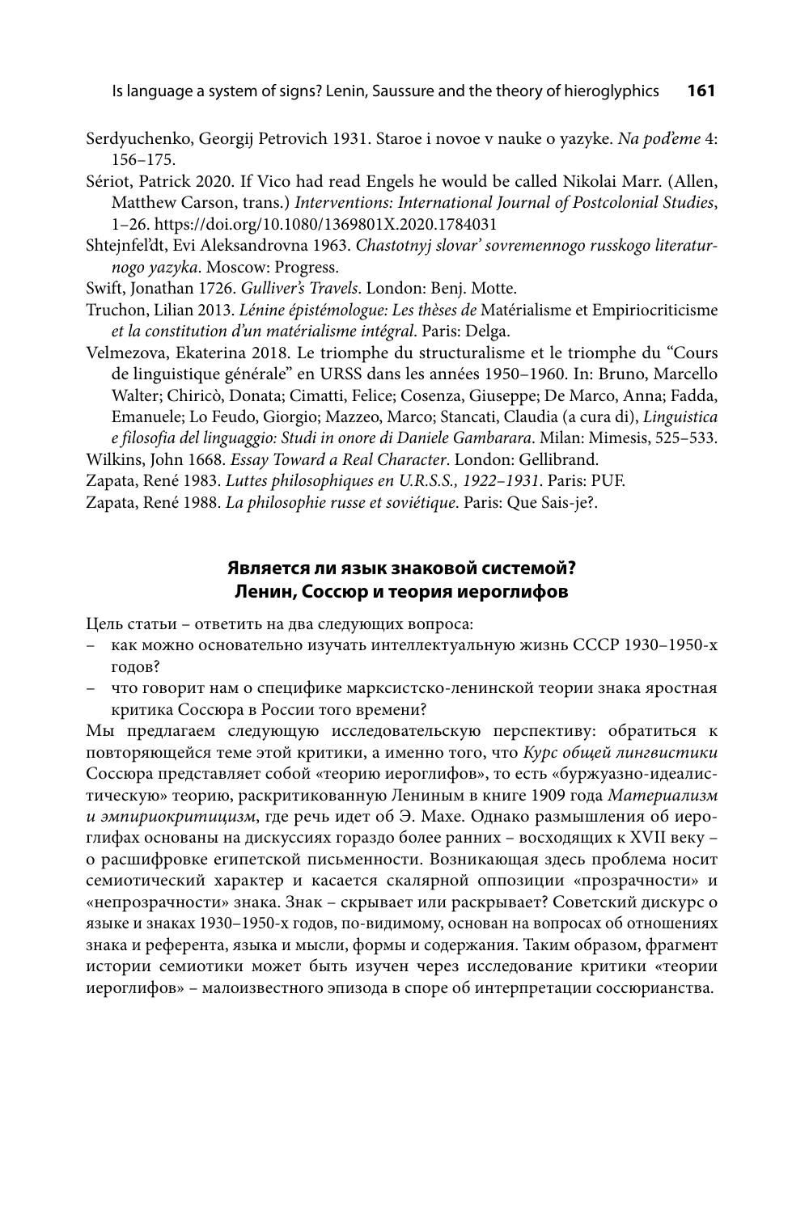Serdyuchenko, Georgij Petrovich 1931. Staroe i novoe v nauke o yazyke. *Na pod'eme* 4: 156–175.

Sériot, Patrick 2020. If Vico had read Engels he would be called Nikolai Marr. (Allen, Matthew Carson, trans.) *Interventions: International Journal of Postcolonial Studies*, 1–26. https://doi.org/10.1080/1369801X.2020.1784031

Shtejnfel'dt, Evi Aleksandrovna 1963. *Chastotnyj slovar' sovremennogo russkogo literaturnogo yazyka*. Moscow: Progress.

Swift, Jonathan 1726. *Gulliver's Travels*. London: Benj. Motte.

Truchon, Lilian 2013. *Lénine épistémologue: Les thèses de* Matérialisme et Empiriocriticisme *et la constitution d'un matérialisme intégral*. Paris: Delga.

Velmezova, Ekaterina 2018. Le triomphe du structuralisme et le triomphe du "Cours de linguistique générale" en URSS dans les années 1950–1960. In: Bruno, Marcello Walter; Chiricò, Donata; Cimatti, Felice; Cosenza, Giuseppe; De Marco, Anna; Fadda, Emanuele; Lo Feudo, Giorgio; Mazzeo, Marco; Stancati, Claudia (a cura di), *Linguistica e filosofia del linguaggio: Studi in onore di Daniele Gambarara*. Milan: Mimesis, 525–533.

Wilkins, John 1668. *Essay Toward a Real Character*. London: Gellibrand.

Zapata, René 1983. *Luttes philosophiques en U.R.S.S., 1922–1931*. Paris: PUF.

Zapata, René 1988. *La philosophie russe et soviétique*. Paris: Que Sais-je?.

### Является ли язык знаковой системой? Ленин, Соссюр и теория иероглифов

Цель статьи – ответить на два следующих вопроса:

– как можно основательно изучать интеллектуальную жизнь СССР 1930–1950-х годов?
– что говорит нам о специфике марксистско-ленинской теории знака яростная критика Соссюра в России того времени?

Мы предлагаем следующую исследовательскую перспективу: обратиться к повторяющейся теме этой критики, а именно того, что *Курс общей лингвистики* Соссюра представляет собой «теорию иероглифов», то есть «буржуазно-идеалистическую» теорию, раскритикованную Лениным в книге 1909 года *Материализм и эмпириокритицизм*, где речь идет об Э. Махе. Однако размышления об иероглифах основаны на дискуссиях гораздо более ранних – восходящих к XVII веку – о расшифровке египетской письменности. Возникающая здесь проблема носит семиотический характер и касается скалярной оппозиции «прозрачности» и «непрозрачности» знака. Знак – скрывает или раскрывает? Советский дискурс о языке и знаках 1930–1950-х годов, по-видимому, основан на вопросах об отношениях знака и референта, языка и мысли, формы и содержания. Таким образом, фрагмент истории семиотики может быть изучен через исследование критики «теории иероглифов» – малоизвестного эпизода в споре об интерпретации соссюрианства.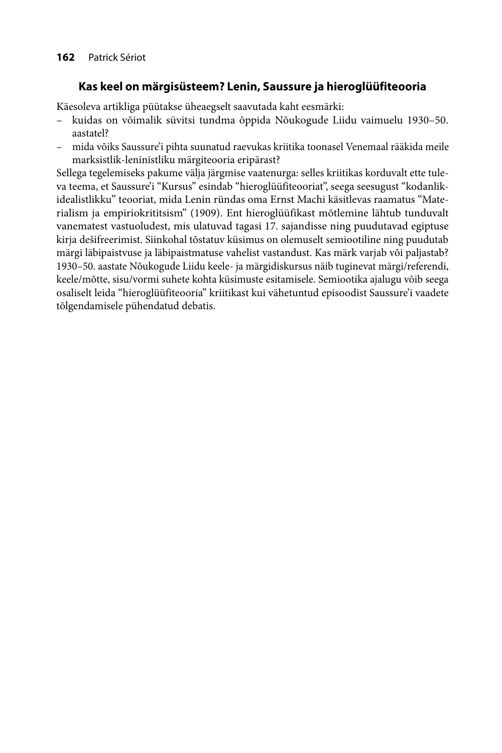### Kas keel on märgisüsteem? Lenin, Saussure ja hieroglüüfiteooria

Käesoleva artikliga püütakse üheaegselt saavutada kaht eesmärki:

- kuidas on võimalik süvitsi tundma õppida Nõukogude Liidu vaimuelu 1930–50. aastatel?
- mida võiks Saussure'i pihta suunatud raevukas kriitika toonasel Venemaal rääkida meile marksistlik-leninistliku märgiteooria eripärast?

Sellega tegelemiseks pakume välja järgmise vaatenurga: selles kriitikas korduvalt ette tuleva teema, et Saussure'i "Kursus" esindab "hieroglüüfiteooriat", seega seesugust "kodanlik-idealistlikku" teooriat, mida Lenin ründas oma Ernst Machi käsitlevas raamatus "Materialism ja empiriokrititsism" (1909). Ent hieroglüüfikast mõtlemine lähtub tunduvalt vanematest vastuoludest, mis ulatuvad tagasi 17. sajandisse ning puudutavad egiptuse kirja dešifreerimist. Siinkohal tõstatuv küsimus on olemuselt semiootiline ning puudutab märgi läbipaistvuse ja läbipaistmatuse vahelist vastandust. Kas märk varjab või paljastab? 1930–50. aastate Nõukogude Liidu keele- ja märgidiskursus näib tuginevat märgi/referendi, keele/mõtte, sisu/vormi suhete kohta küsimuste esitamisele. Semiootika ajalugu võib seega osaliselt leida "hieroglüüfiteooria" kriitikast kui vähetuntud episoodist Saussure'i vaadete tõlgendamisele pühendatud debatis.